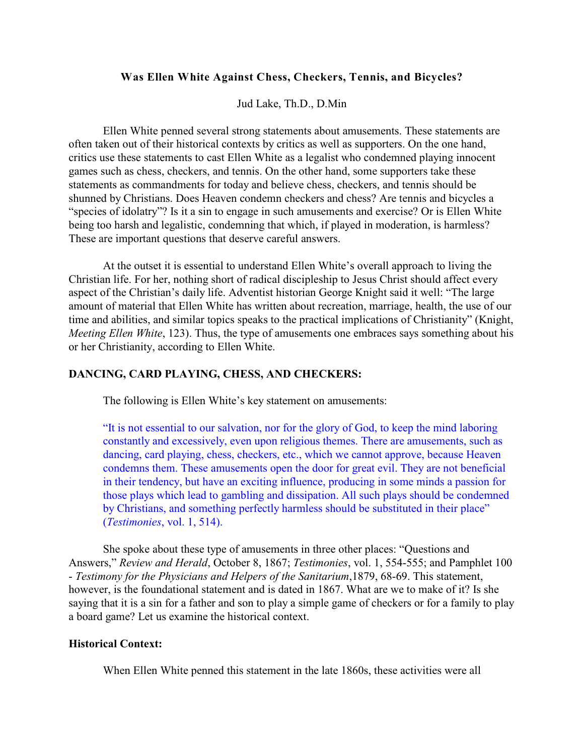# Was Ellen White Against Chess, Checkers, Tennis, and Bicycles?

Jud Lake, Th.D., D.Min

Ellen White penned several strong statements about amusements. These statements are often taken out of their historical contexts by critics as well as supporters. On the one hand, critics use these statements to cast Ellen White as a legalist who condemned playing innocent games such as chess, checkers, and tennis. On the other hand, some supporters take these statements as commandments for today and believe chess, checkers, and tennis should be shunned by Christians. Does Heaven condemn checkers and chess? Are tennis and bicycles a "species of idolatry"? Is it a sin to engage in such amusements and exercise? Or is Ellen White being too harsh and legalistic, condemning that which, if played in moderation, is harmless? These are important questions that deserve careful answers.

At the outset it is essential to understand Ellen White's overall approach to living the Christian life. For her, nothing short of radical discipleship to Jesus Christ should affect every aspect of the Christian's daily life. Adventist historian George Knight said it well: "The large amount of material that Ellen White has written about recreation, marriage, health, the use of our time and abilities, and similar topics speaks to the practical implications of Christianity" (Knight, *Meeting Ellen White*, 123). Thus, the type of amusements one embraces says something about his or her Christianity, according to Ellen White.

## DANCING, CARD PLAYING, CHESS, AND CHECKERS:

The following is Ellen White's key statement on amusements:

> "It is not essential to our salvation, nor for the glory of God, to keep the mind laboring constantly and excessively, even upon religious themes. There are amusements, such as dancing, card playing, chess, checkers, etc., which we cannot approve, because Heaven condemns them. These amusements open the door for great evil. They are not beneficial in their tendency, but have an exciting influence, producing in some minds a passion for those plays which lead to gambling and dissipation. All such plays should be condemned by Christians, and something perfectly harmless should be substituted in their place" (*Testimonies*, vol. 1, 514).

She spoke about these type of amusements in three other places: "Questions and Answers," *Review and Herald*, October 8, 1867; *Testimonies*, vol. 1, 554-555; and Pamphlet 100 - *Testimony for the Physicians and Helpers of the Sanitarium*,1879, 68-69. This statement, however, is the foundational statement and is dated in 1867. What are we to make of it? Is she saying that it is a sin for a father and son to play a simple game of checkers or for a family to play a board game? Let us examine the historical context.

### Historical Context:

When Ellen White penned this statement in the late 1860s, these activities were all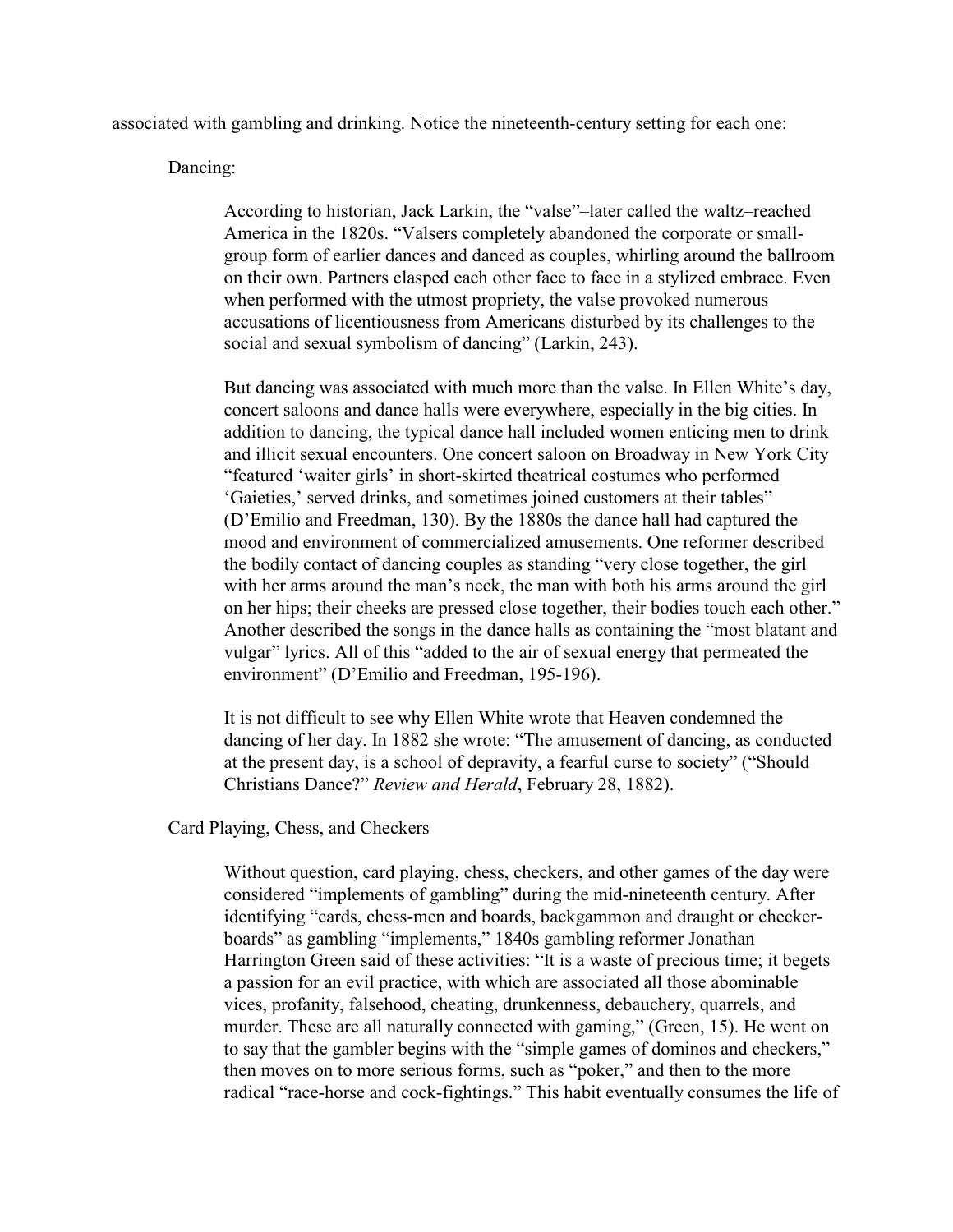associated with gambling and drinking. Notice the nineteenth-century setting for each one:

Dancing:

> According to historian, Jack Larkin, the "valse"–later called the waltz–reached America in the 1820s. "Valsers completely abandoned the corporate or small-group form of earlier dances and danced as couples, whirling around the ballroom on their own. Partners clasped each other face to face in a stylized embrace. Even when performed with the utmost propriety, the valse provoked numerous accusations of licentiousness from Americans disturbed by its challenges to the social and sexual symbolism of dancing" (Larkin, 243).
>
> But dancing was associated with much more than the valse. In Ellen White's day, concert saloons and dance halls were everywhere, especially in the big cities. In addition to dancing, the typical dance hall included women enticing men to drink and illicit sexual encounters. One concert saloon on Broadway in New York City "featured 'waiter girls' in short-skirted theatrical costumes who performed 'Gaieties,' served drinks, and sometimes joined customers at their tables" (D'Emilio and Freedman, 130). By the 1880s the dance hall had captured the mood and environment of commercialized amusements. One reformer described the bodily contact of dancing couples as standing "very close together, the girl with her arms around the man's neck, the man with both his arms around the girl on her hips; their cheeks are pressed close together, their bodies touch each other." Another described the songs in the dance halls as containing the "most blatant and vulgar" lyrics. All of this "added to the air of sexual energy that permeated the environment" (D'Emilio and Freedman, 195-196).
>
> It is not difficult to see why Ellen White wrote that Heaven condemned the dancing of her day. In 1882 she wrote: "The amusement of dancing, as conducted at the present day, is a school of depravity, a fearful curse to society" ("Should Christians Dance?" *Review and Herald*, February 28, 1882).

Card Playing, Chess, and Checkers

> Without question, card playing, chess, checkers, and other games of the day were considered "implements of gambling" during the mid-nineteenth century. After identifying "cards, chess-men and boards, backgammon and draught or checker-boards" as gambling "implements," 1840s gambling reformer Jonathan Harrington Green said of these activities: "It is a waste of precious time; it begets a passion for an evil practice, with which are associated all those abominable vices, profanity, falsehood, cheating, drunkenness, debauchery, quarrels, and murder. These are all naturally connected with gaming," (Green, 15). He went on to say that the gambler begins with the "simple games of dominos and checkers," then moves on to more serious forms, such as "poker," and then to the more radical "race-horse and cock-fightings." This habit eventually consumes the life of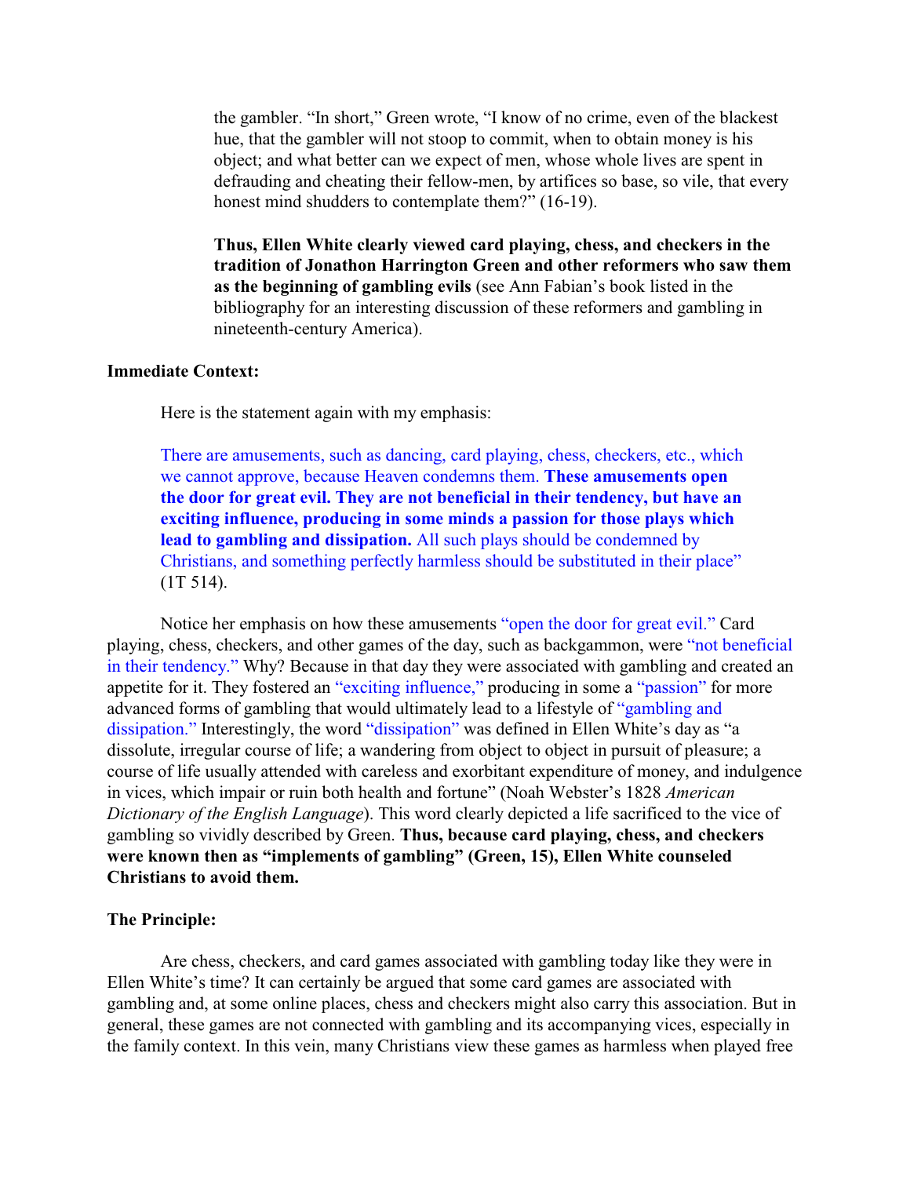the gambler. "In short," Green wrote, "I know of no crime, even of the blackest hue, that the gambler will not stoop to commit, when to obtain money is his object; and what better can we expect of men, whose whole lives are spent in defrauding and cheating their fellow-men, by artifices so base, so vile, that every honest mind shudders to contemplate them?" (16-19).

**Thus, Ellen White clearly viewed card playing, chess, and checkers in the tradition of Jonathon Harrington Green and other reformers who saw them as the beginning of gambling evils** (see Ann Fabian's book listed in the bibliography for an interesting discussion of these reformers and gambling in nineteenth-century America).

**Immediate Context:**

Here is the statement again with my emphasis:

There are amusements, such as dancing, card playing, chess, checkers, etc., which we cannot approve, because Heaven condemns them. **These amusements open the door for great evil. They are not beneficial in their tendency, but have an exciting influence, producing in some minds a passion for those plays which lead to gambling and dissipation.** All such plays should be condemned by Christians, and something perfectly harmless should be substituted in their place" (1T 514).

Notice her emphasis on how these amusements "open the door for great evil." Card playing, chess, checkers, and other games of the day, such as backgammon, were "not beneficial in their tendency." Why? Because in that day they were associated with gambling and created an appetite for it. They fostered an "exciting influence," producing in some a "passion" for more advanced forms of gambling that would ultimately lead to a lifestyle of "gambling and dissipation." Interestingly, the word "dissipation" was defined in Ellen White's day as "a dissolute, irregular course of life; a wandering from object to object in pursuit of pleasure; a course of life usually attended with careless and exorbitant expenditure of money, and indulgence in vices, which impair or ruin both health and fortune" (Noah Webster's 1828 *American Dictionary of the English Language*). This word clearly depicted a life sacrificed to the vice of gambling so vividly described by Green. **Thus, because card playing, chess, and checkers were known then as "implements of gambling" (Green, 15), Ellen White counseled Christians to avoid them.**

**The Principle:**

Are chess, checkers, and card games associated with gambling today like they were in Ellen White's time? It can certainly be argued that some card games are associated with gambling and, at some online places, chess and checkers might also carry this association. But in general, these games are not connected with gambling and its accompanying vices, especially in the family context. In this vein, many Christians view these games as harmless when played free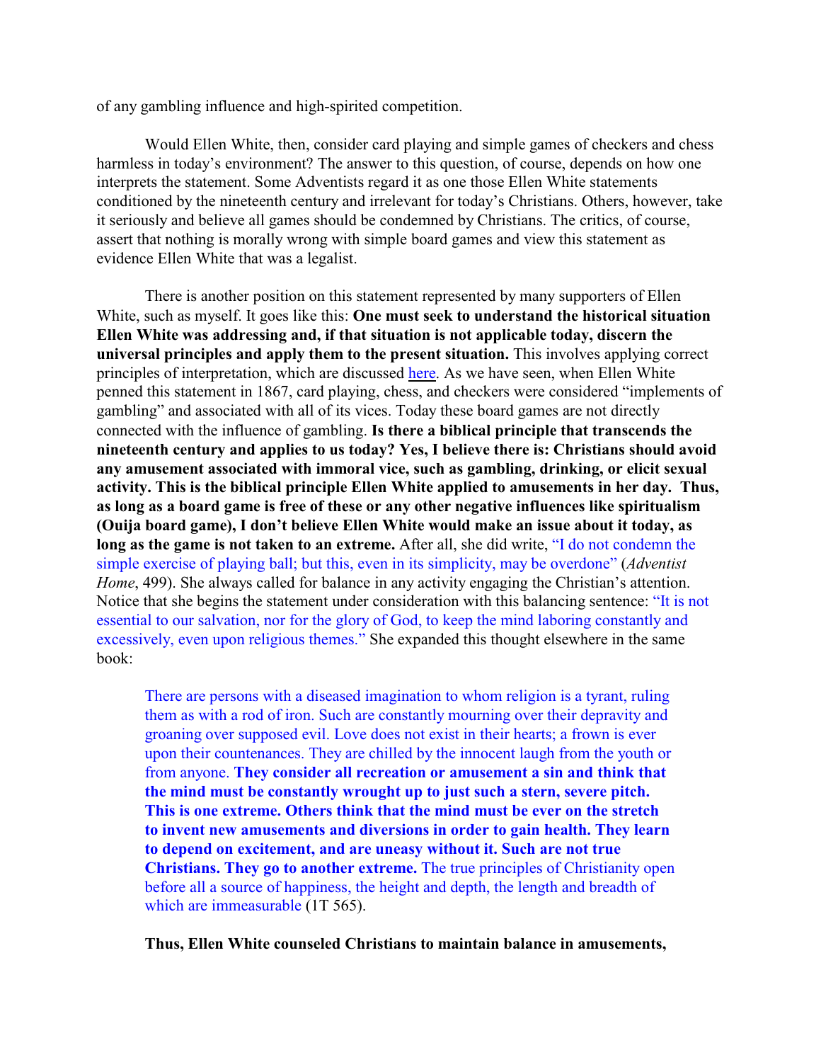of any gambling influence and high-spirited competition.

Would Ellen White, then, consider card playing and simple games of checkers and chess harmless in today's environment? The answer to this question, of course, depends on how one interprets the statement. Some Adventists regard it as one those Ellen White statements conditioned by the nineteenth century and irrelevant for today's Christians. Others, however, take it seriously and believe all games should be condemned by Christians. The critics, of course, assert that nothing is morally wrong with simple board games and view this statement as evidence Ellen White that was a legalist.

There is another position on this statement represented by many supporters of Ellen White, such as myself. It goes like this: **One must seek to understand the historical situation Ellen White was addressing and, if that situation is not applicable today, discern the universal principles and apply them to the present situation.** This involves applying correct principles of interpretation, which are discussed here. As we have seen, when Ellen White penned this statement in 1867, card playing, chess, and checkers were considered "implements of gambling" and associated with all of its vices. Today these board games are not directly connected with the influence of gambling. **Is there a biblical principle that transcends the nineteenth century and applies to us today? Yes, I believe there is: Christians should avoid any amusement associated with immoral vice, such as gambling, drinking, or elicit sexual activity. This is the biblical principle Ellen White applied to amusements in her day. Thus, as long as a board game is free of these or any other negative influences like spiritualism (Ouija board game), I don't believe Ellen White would make an issue about it today, as long as the game is not taken to an extreme.** After all, she did write, "I do not condemn the simple exercise of playing ball; but this, even in its simplicity, may be overdone" (*Adventist Home*, 499). She always called for balance in any activity engaging the Christian's attention. Notice that she begins the statement under consideration with this balancing sentence: "It is not essential to our salvation, nor for the glory of God, to keep the mind laboring constantly and excessively, even upon religious themes." She expanded this thought elsewhere in the same book:

> There are persons with a diseased imagination to whom religion is a tyrant, ruling them as with a rod of iron. Such are constantly mourning over their depravity and groaning over supposed evil. Love does not exist in their hearts; a frown is ever upon their countenances. They are chilled by the innocent laugh from the youth or from anyone. **They consider all recreation or amusement a sin and think that the mind must be constantly wrought up to just such a stern, severe pitch. This is one extreme. Others think that the mind must be ever on the stretch to invent new amusements and diversions in order to gain health. They learn to depend on excitement, and are uneasy without it. Such are not true Christians. They go to another extreme.** The true principles of Christianity open before all a source of happiness, the height and depth, the length and breadth of which are immeasurable (1T 565).

**Thus, Ellen White counseled Christians to maintain balance in amusements,**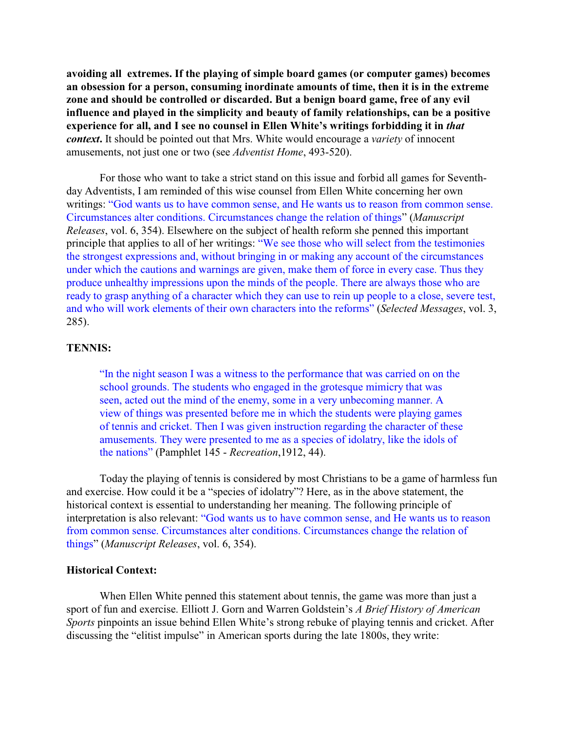**avoiding all extremes. If the playing of simple board games (or computer games) becomes an obsession for a person, consuming inordinate amounts of time, then it is in the extreme zone and should be controlled or discarded. But a benign board game, free of any evil influence and played in the simplicity and beauty of family relationships, can be a positive experience for all, and I see no counsel in Ellen White's writings forbidding it in *that context*.** It should be pointed out that Mrs. White would encourage a *variety* of innocent amusements, not just one or two (see *Adventist Home*, 493-520).

For those who want to take a strict stand on this issue and forbid all games for Seventh-day Adventists, I am reminded of this wise counsel from Ellen White concerning her own writings: "God wants us to have common sense, and He wants us to reason from common sense. Circumstances alter conditions. Circumstances change the relation of things" (*Manuscript Releases*, vol. 6, 354). Elsewhere on the subject of health reform she penned this important principle that applies to all of her writings: "We see those who will select from the testimonies the strongest expressions and, without bringing in or making any account of the circumstances under which the cautions and warnings are given, make them of force in every case. Thus they produce unhealthy impressions upon the minds of the people. There are always those who are ready to grasp anything of a character which they can use to rein up people to a close, severe test, and who will work elements of their own characters into the reforms" (*Selected Messages*, vol. 3, 285).

**TENNIS:**

> "In the night season I was a witness to the performance that was carried on on the school grounds. The students who engaged in the grotesque mimicry that was seen, acted out the mind of the enemy, some in a very unbecoming manner. A view of things was presented before me in which the students were playing games of tennis and cricket. Then I was given instruction regarding the character of these amusements. They were presented to me as a species of idolatry, like the idols of the nations" (Pamphlet 145 - *Recreation*,1912, 44).

Today the playing of tennis is considered by most Christians to be a game of harmless fun and exercise. How could it be a "species of idolatry"? Here, as in the above statement, the historical context is essential to understanding her meaning. The following principle of interpretation is also relevant: "God wants us to have common sense, and He wants us to reason from common sense. Circumstances alter conditions. Circumstances change the relation of things" (*Manuscript Releases*, vol. 6, 354).

**Historical Context:**

When Ellen White penned this statement about tennis, the game was more than just a sport of fun and exercise. Elliott J. Gorn and Warren Goldstein's *A Brief History of American Sports* pinpoints an issue behind Ellen White's strong rebuke of playing tennis and cricket. After discussing the "elitist impulse" in American sports during the late 1800s, they write: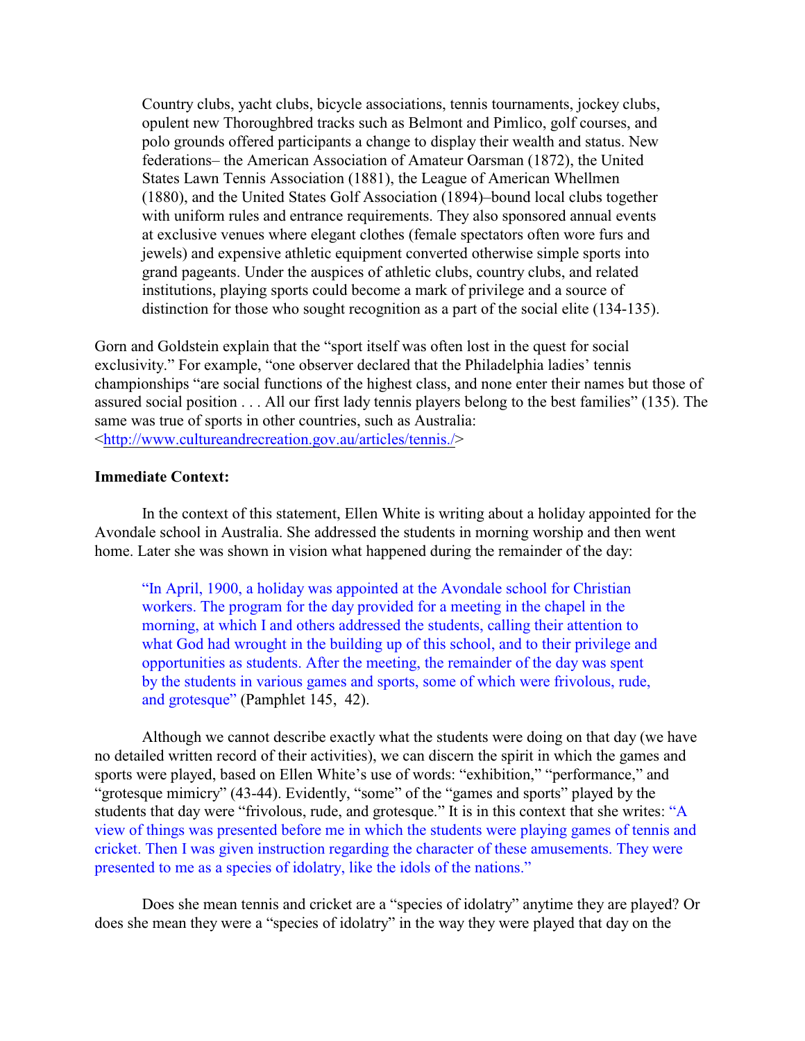> Country clubs, yacht clubs, bicycle associations, tennis tournaments, jockey clubs, opulent new Thoroughbred tracks such as Belmont and Pimlico, golf courses, and polo grounds offered participants a change to display their wealth and status. New federations– the American Association of Amateur Oarsman (1872), the United States Lawn Tennis Association (1881), the League of American Whellmen (1880), and the United States Golf Association (1894)–bound local clubs together with uniform rules and entrance requirements. They also sponsored annual events at exclusive venues where elegant clothes (female spectators often wore furs and jewels) and expensive athletic equipment converted otherwise simple sports into grand pageants. Under the auspices of athletic clubs, country clubs, and related institutions, playing sports could become a mark of privilege and a source of distinction for those who sought recognition as a part of the social elite (134-135).

Gorn and Goldstein explain that the "sport itself was often lost in the quest for social exclusivity." For example, "one observer declared that the Philadelphia ladies' tennis championships "are social functions of the highest class, and none enter their names but those of assured social position . . . All our first lady tennis players belong to the best families" (135). The same was true of sports in other countries, such as Australia: <http://www.cultureandrecreation.gov.au/articles/tennis./>

**Immediate Context:**

In the context of this statement, Ellen White is writing about a holiday appointed for the Avondale school in Australia. She addressed the students in morning worship and then went home. Later she was shown in vision what happened during the remainder of the day:

> "In April, 1900, a holiday was appointed at the Avondale school for Christian workers. The program for the day provided for a meeting in the chapel in the morning, at which I and others addressed the students, calling their attention to what God had wrought in the building up of this school, and to their privilege and opportunities as students. After the meeting, the remainder of the day was spent by the students in various games and sports, some of which were frivolous, rude, and grotesque" (Pamphlet 145, 42).

Although we cannot describe exactly what the students were doing on that day (we have no detailed written record of their activities), we can discern the spirit in which the games and sports were played, based on Ellen White's use of words: "exhibition," "performance," and "grotesque mimicry" (43-44). Evidently, "some" of the "games and sports" played by the students that day were "frivolous, rude, and grotesque." It is in this context that she writes: "A view of things was presented before me in which the students were playing games of tennis and cricket. Then I was given instruction regarding the character of these amusements. They were presented to me as a species of idolatry, like the idols of the nations."

Does she mean tennis and cricket are a "species of idolatry" anytime they are played? Or does she mean they were a "species of idolatry" in the way they were played that day on the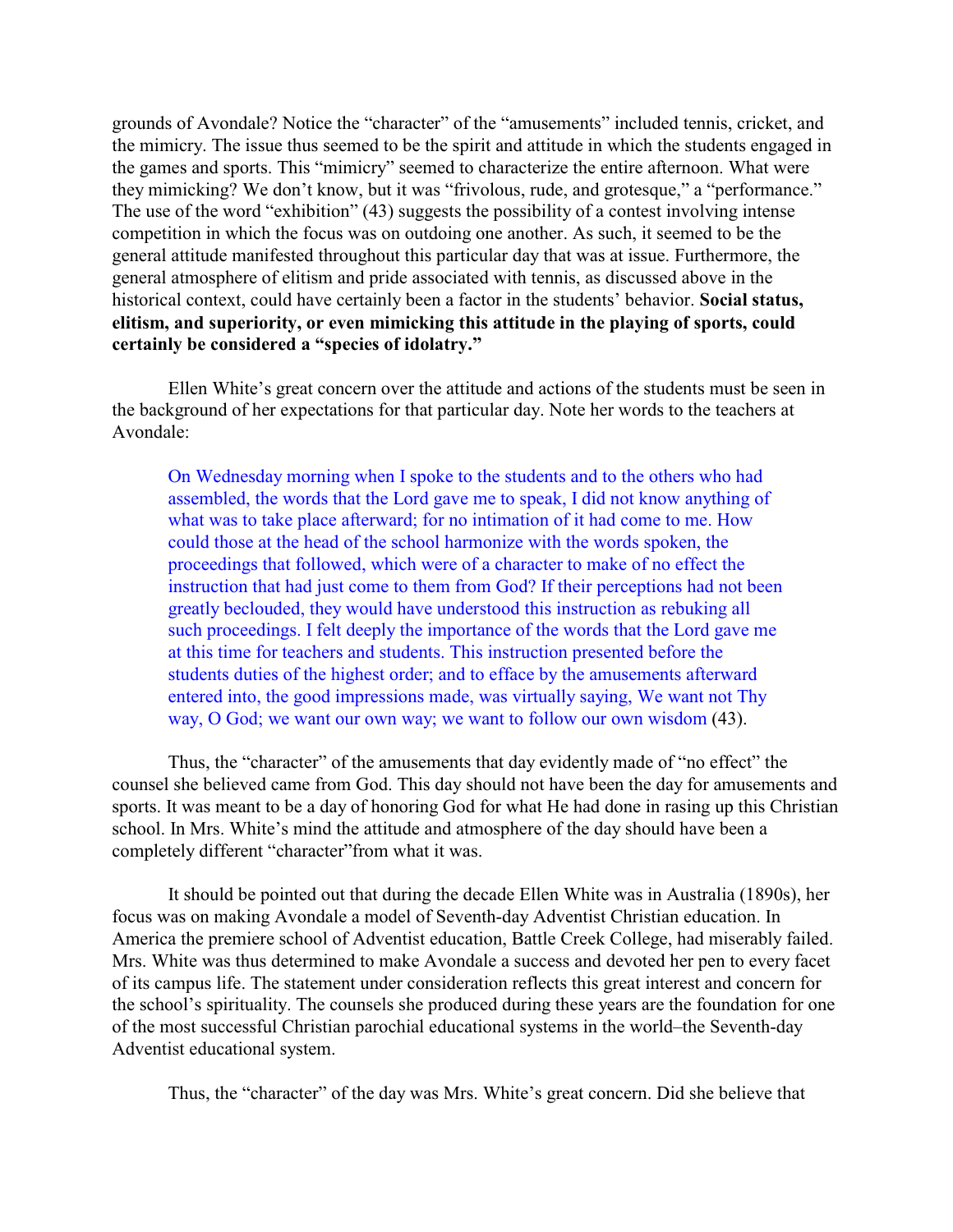grounds of Avondale? Notice the "character" of the "amusements" included tennis, cricket, and the mimicry. The issue thus seemed to be the spirit and attitude in which the students engaged in the games and sports. This "mimicry" seemed to characterize the entire afternoon. What were they mimicking? We don't know, but it was "frivolous, rude, and grotesque," a "performance." The use of the word "exhibition" (43) suggests the possibility of a contest involving intense competition in which the focus was on outdoing one another. As such, it seemed to be the general attitude manifested throughout this particular day that was at issue. Furthermore, the general atmosphere of elitism and pride associated with tennis, as discussed above in the historical context, could have certainly been a factor in the students' behavior. **Social status, elitism, and superiority, or even mimicking this attitude in the playing of sports, could certainly be considered a "species of idolatry."**

Ellen White's great concern over the attitude and actions of the students must be seen in the background of her expectations for that particular day. Note her words to the teachers at Avondale:

> On Wednesday morning when I spoke to the students and to the others who had assembled, the words that the Lord gave me to speak, I did not know anything of what was to take place afterward; for no intimation of it had come to me. How could those at the head of the school harmonize with the words spoken, the proceedings that followed, which were of a character to make of no effect the instruction that had just come to them from God? If their perceptions had not been greatly beclouded, they would have understood this instruction as rebuking all such proceedings. I felt deeply the importance of the words that the Lord gave me at this time for teachers and students. This instruction presented before the students duties of the highest order; and to efface by the amusements afterward entered into, the good impressions made, was virtually saying, We want not Thy way, O God; we want our own way; we want to follow our own wisdom (43).

Thus, the "character" of the amusements that day evidently made of "no effect" the counsel she believed came from God. This day should not have been the day for amusements and sports. It was meant to be a day of honoring God for what He had done in rasing up this Christian school. In Mrs. White's mind the attitude and atmosphere of the day should have been a completely different "character"from what it was.

It should be pointed out that during the decade Ellen White was in Australia (1890s), her focus was on making Avondale a model of Seventh-day Adventist Christian education. In America the premiere school of Adventist education, Battle Creek College, had miserably failed. Mrs. White was thus determined to make Avondale a success and devoted her pen to every facet of its campus life. The statement under consideration reflects this great interest and concern for the school's spirituality. The counsels she produced during these years are the foundation for one of the most successful Christian parochial educational systems in the world–the Seventh-day Adventist educational system.

Thus, the "character" of the day was Mrs. White's great concern. Did she believe that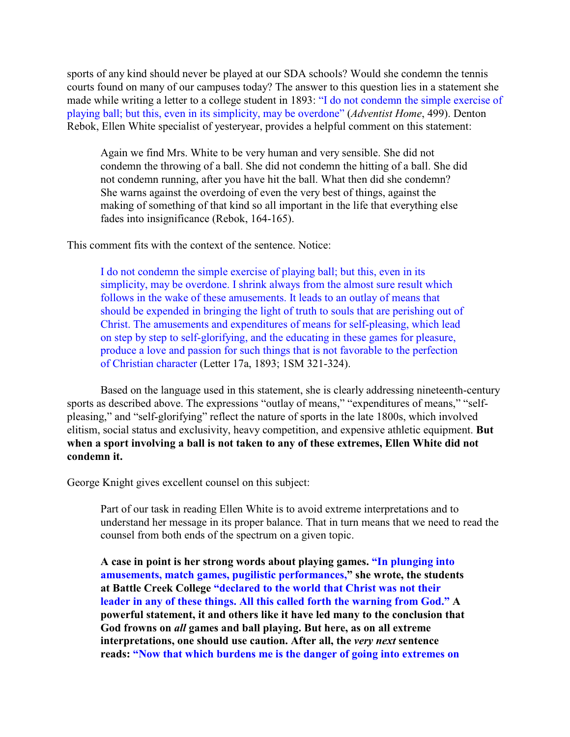sports of any kind should never be played at our SDA schools? Would she condemn the tennis courts found on many of our campuses today? The answer to this question lies in a statement she made while writing a letter to a college student in 1893: "I do not condemn the simple exercise of playing ball; but this, even in its simplicity, may be overdone" (*Adventist Home*, 499). Denton Rebok, Ellen White specialist of yesteryear, provides a helpful comment on this statement:

> Again we find Mrs. White to be very human and very sensible. She did not condemn the throwing of a ball. She did not condemn the hitting of a ball. She did not condemn running, after you have hit the ball. What then did she condemn? She warns against the overdoing of even the very best of things, against the making of something of that kind so all important in the life that everything else fades into insignificance (Rebok, 164-165).

This comment fits with the context of the sentence. Notice:

> I do not condemn the simple exercise of playing ball; but this, even in its simplicity, may be overdone. I shrink always from the almost sure result which follows in the wake of these amusements. It leads to an outlay of means that should be expended in bringing the light of truth to souls that are perishing out of Christ. The amusements and expenditures of means for self-pleasing, which lead on step by step to self-glorifying, and the educating in these games for pleasure, produce a love and passion for such things that is not favorable to the perfection of Christian character (Letter 17a, 1893; 1SM 321-324).

Based on the language used in this statement, she is clearly addressing nineteenth-century sports as described above. The expressions "outlay of means," "expenditures of means," "self-pleasing," and "self-glorifying" reflect the nature of sports in the late 1800s, which involved elitism, social status and exclusivity, heavy competition, and expensive athletic equipment. **But when a sport involving a ball is not taken to any of these extremes, Ellen White did not condemn it.**

George Knight gives excellent counsel on this subject:

> Part of our task in reading Ellen White is to avoid extreme interpretations and to understand her message in its proper balance. That in turn means that we need to read the counsel from both ends of the spectrum on a given topic.
>
> **A case in point is her strong words about playing games. "In plunging into amusements, match games, pugilistic performances," she wrote, the students at Battle Creek College "declared to the world that Christ was not their leader in any of these things. All this called forth the warning from God." A powerful statement, it and others like it have led many to the conclusion that God frowns on *all* games and ball playing. But here, as on all extreme interpretations, one should use caution. After all, the *very next* sentence reads: "Now that which burdens me is the danger of going into extremes on**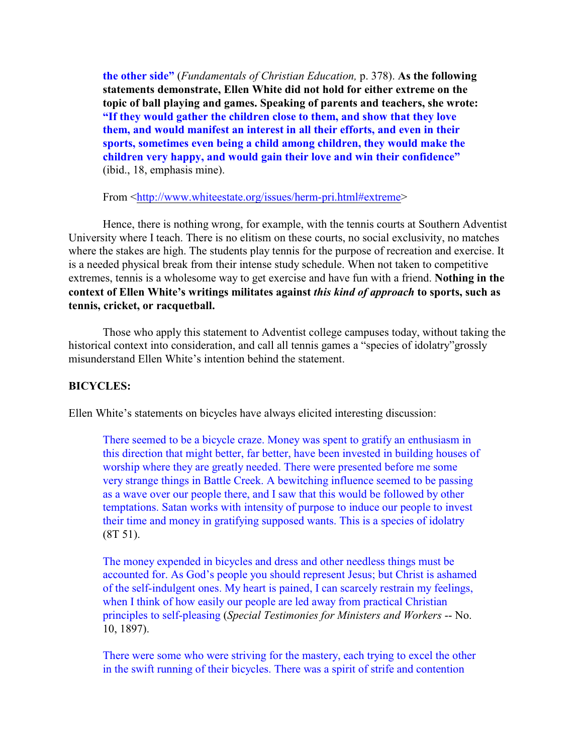> **the other side"** (*Fundamentals of Christian Education,* p. 378). **As the following statements demonstrate, Ellen White did not hold for either extreme on the topic of ball playing and games. Speaking of parents and teachers, she wrote: "If they would gather the children close to them, and show that they love them, and would manifest an interest in all their efforts, and even in their sports, sometimes even being a child among children, they would make the children very happy, and would gain their love and win their confidence"** (ibid., 18, emphasis mine).
>
> From <http://www.whiteestate.org/issues/herm-pri.html#extreme>

Hence, there is nothing wrong, for example, with the tennis courts at Southern Adventist University where I teach. There is no elitism on these courts, no social exclusivity, no matches where the stakes are high. The students play tennis for the purpose of recreation and exercise. It is a needed physical break from their intense study schedule. When not taken to competitive extremes, tennis is a wholesome way to get exercise and have fun with a friend. **Nothing in the context of Ellen White's writings militates against *this kind of approach* to sports, such as tennis, cricket, or racquetball.**

Those who apply this statement to Adventist college campuses today, without taking the historical context into consideration, and call all tennis games a "species of idolatry"grossly misunderstand Ellen White's intention behind the statement.

**BICYCLES:**

Ellen White's statements on bicycles have always elicited interesting discussion:

> There seemed to be a bicycle craze. Money was spent to gratify an enthusiasm in this direction that might better, far better, have been invested in building houses of worship where they are greatly needed. There were presented before me some very strange things in Battle Creek. A bewitching influence seemed to be passing as a wave over our people there, and I saw that this would be followed by other temptations. Satan works with intensity of purpose to induce our people to invest their time and money in gratifying supposed wants. This is a species of idolatry (8T 51).

> The money expended in bicycles and dress and other needless things must be accounted for. As God's people you should represent Jesus; but Christ is ashamed of the self-indulgent ones. My heart is pained, I can scarcely restrain my feelings, when I think of how easily our people are led away from practical Christian principles to self-pleasing (*Special Testimonies for Ministers and Workers* -- No. 10, 1897).

> There were some who were striving for the mastery, each trying to excel the other in the swift running of their bicycles. There was a spirit of strife and contention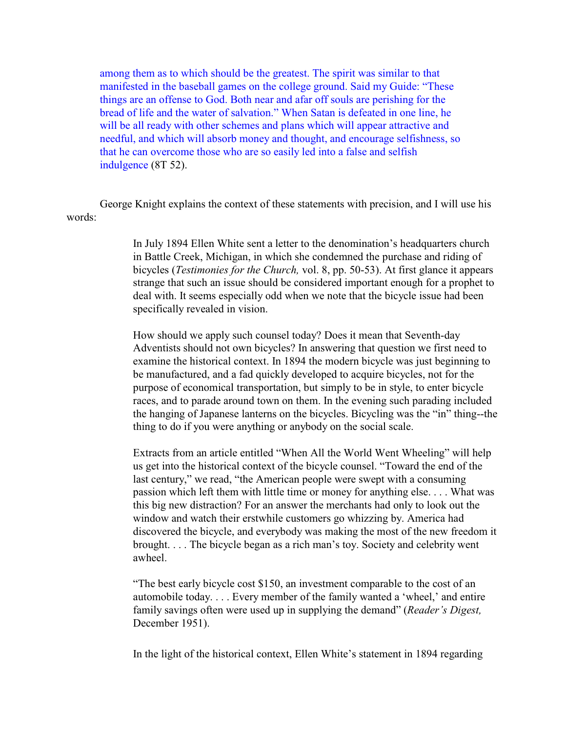> among them as to which should be the greatest. The spirit was similar to that manifested in the baseball games on the college ground. Said my Guide: "These things are an offense to God. Both near and afar off souls are perishing for the bread of life and the water of salvation." When Satan is defeated in one line, he will be all ready with other schemes and plans which will appear attractive and needful, and which will absorb money and thought, and encourage selfishness, so that he can overcome those who are so easily led into a false and selfish indulgence (8T 52).

George Knight explains the context of these statements with precision, and I will use his words:

> In July 1894 Ellen White sent a letter to the denomination's headquarters church in Battle Creek, Michigan, in which she condemned the purchase and riding of bicycles (*Testimonies for the Church,* vol. 8, pp. 50-53). At first glance it appears strange that such an issue should be considered important enough for a prophet to deal with. It seems especially odd when we note that the bicycle issue had been specifically revealed in vision.
>
> How should we apply such counsel today? Does it mean that Seventh-day Adventists should not own bicycles? In answering that question we first need to examine the historical context. In 1894 the modern bicycle was just beginning to be manufactured, and a fad quickly developed to acquire bicycles, not for the purpose of economical transportation, but simply to be in style, to enter bicycle races, and to parade around town on them. In the evening such parading included the hanging of Japanese lanterns on the bicycles. Bicycling was the "in" thing--the thing to do if you were anything or anybody on the social scale.
>
> Extracts from an article entitled "When All the World Went Wheeling" will help us get into the historical context of the bicycle counsel. "Toward the end of the last century," we read, "the American people were swept with a consuming passion which left them with little time or money for anything else. . . . What was this big new distraction? For an answer the merchants had only to look out the window and watch their erstwhile customers go whizzing by. America had discovered the bicycle, and everybody was making the most of the new freedom it brought. . . . The bicycle began as a rich man's toy. Society and celebrity went awheel.
>
> "The best early bicycle cost $150, an investment comparable to the cost of an automobile today. . . . Every member of the family wanted a 'wheel,' and entire family savings often were used up in supplying the demand" (*Reader's Digest,* December 1951).
>
> In the light of the historical context, Ellen White's statement in 1894 regarding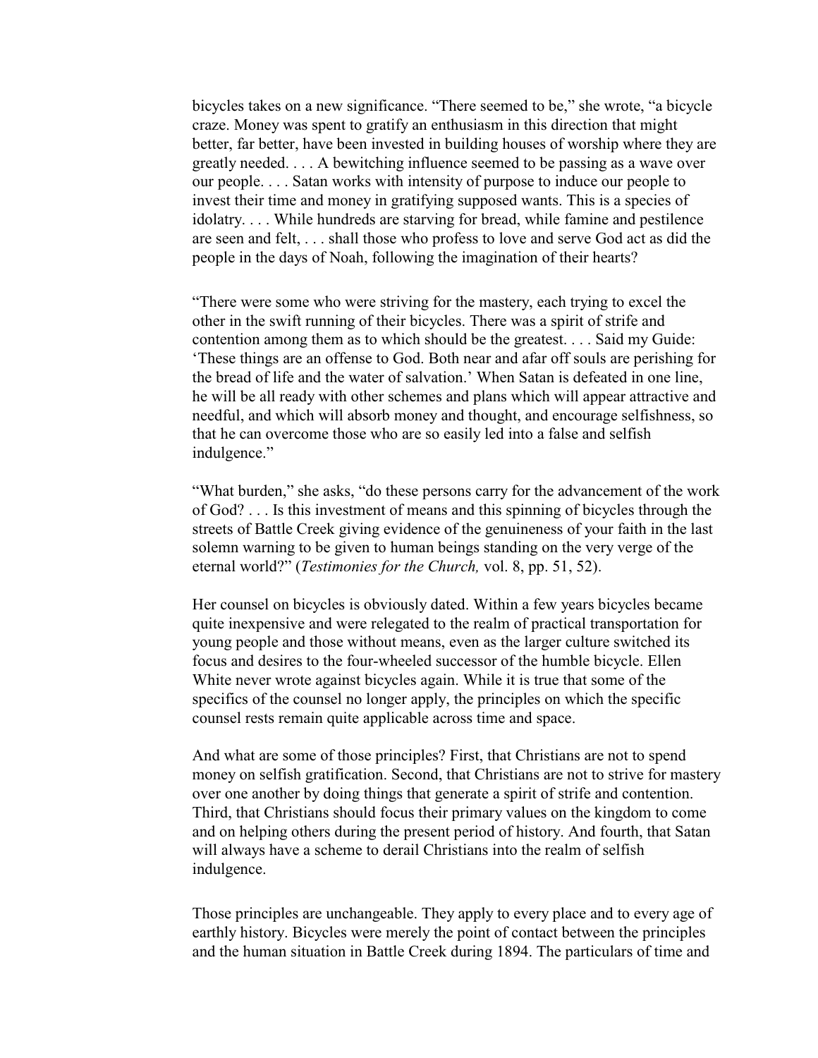bicycles takes on a new significance. "There seemed to be," she wrote, "a bicycle craze. Money was spent to gratify an enthusiasm in this direction that might better, far better, have been invested in building houses of worship where they are greatly needed. . . . A bewitching influence seemed to be passing as a wave over our people. . . . Satan works with intensity of purpose to induce our people to invest their time and money in gratifying supposed wants. This is a species of idolatry. . . . While hundreds are starving for bread, while famine and pestilence are seen and felt, . . . shall those who profess to love and serve God act as did the people in the days of Noah, following the imagination of their hearts?

"There were some who were striving for the mastery, each trying to excel the other in the swift running of their bicycles. There was a spirit of strife and contention among them as to which should be the greatest. . . . Said my Guide: 'These things are an offense to God. Both near and afar off souls are perishing for the bread of life and the water of salvation.' When Satan is defeated in one line, he will be all ready with other schemes and plans which will appear attractive and needful, and which will absorb money and thought, and encourage selfishness, so that he can overcome those who are so easily led into a false and selfish indulgence."

"What burden," she asks, "do these persons carry for the advancement of the work of God? . . . Is this investment of means and this spinning of bicycles through the streets of Battle Creek giving evidence of the genuineness of your faith in the last solemn warning to be given to human beings standing on the very verge of the eternal world?" (*Testimonies for the Church,* vol. 8, pp. 51, 52).

Her counsel on bicycles is obviously dated. Within a few years bicycles became quite inexpensive and were relegated to the realm of practical transportation for young people and those without means, even as the larger culture switched its focus and desires to the four-wheeled successor of the humble bicycle. Ellen White never wrote against bicycles again. While it is true that some of the specifics of the counsel no longer apply, the principles on which the specific counsel rests remain quite applicable across time and space.

And what are some of those principles? First, that Christians are not to spend money on selfish gratification. Second, that Christians are not to strive for mastery over one another by doing things that generate a spirit of strife and contention. Third, that Christians should focus their primary values on the kingdom to come and on helping others during the present period of history. And fourth, that Satan will always have a scheme to derail Christians into the realm of selfish indulgence.

Those principles are unchangeable. They apply to every place and to every age of earthly history. Bicycles were merely the point of contact between the principles and the human situation in Battle Creek during 1894. The particulars of time and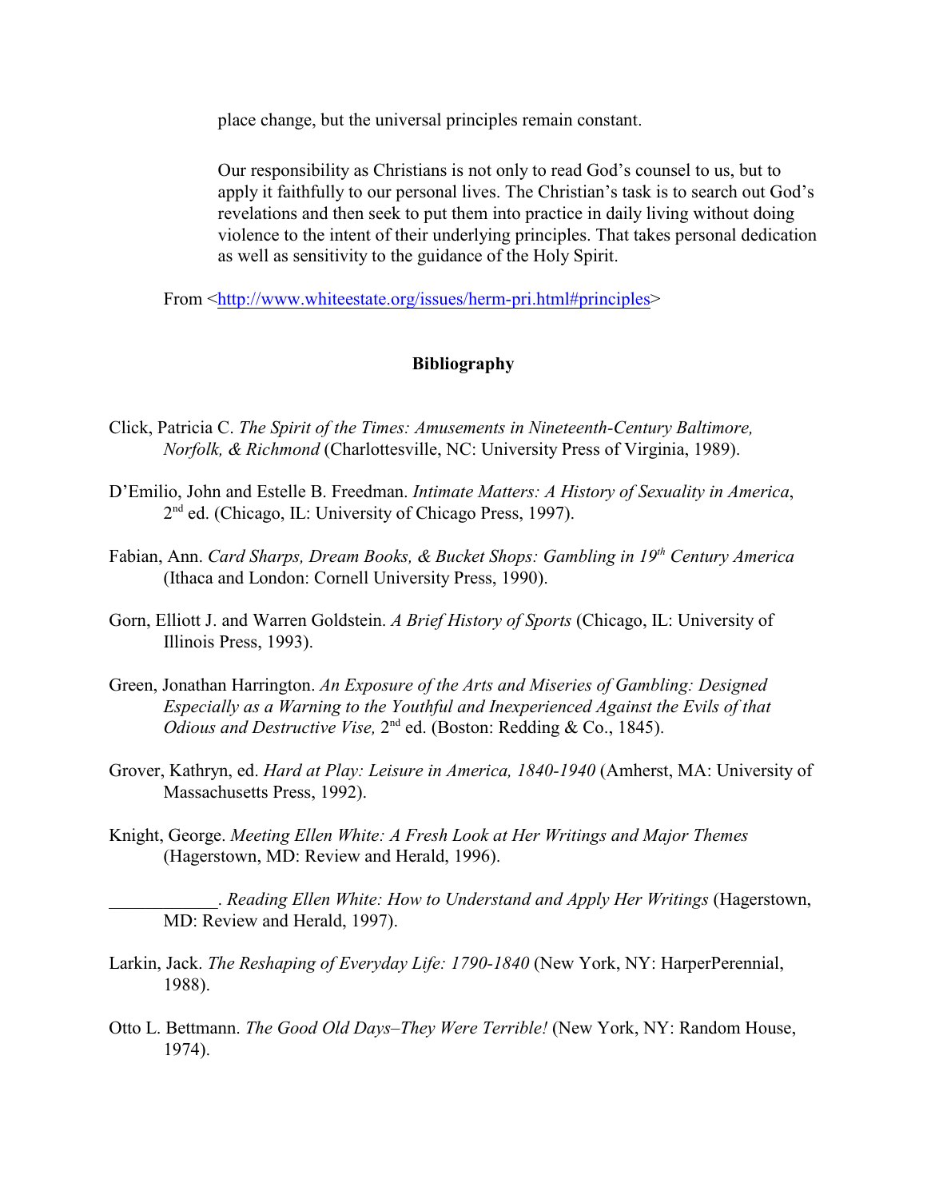place change, but the universal principles remain constant.

Our responsibility as Christians is not only to read God's counsel to us, but to apply it faithfully to our personal lives. The Christian's task is to search out God's revelations and then seek to put them into practice in daily living without doing violence to the intent of their underlying principles. That takes personal dedication as well as sensitivity to the guidance of the Holy Spirit.

From <http://www.whiteestate.org/issues/herm-pri.html#principles>

**Bibliography**

Click, Patricia C. *The Spirit of the Times: Amusements in Nineteenth-Century Baltimore, Norfolk, & Richmond* (Charlottesville, NC: University Press of Virginia, 1989).

D'Emilio, John and Estelle B. Freedman. *Intimate Matters: A History of Sexuality in America*, 2nd ed. (Chicago, IL: University of Chicago Press, 1997).

Fabian, Ann. *Card Sharps, Dream Books, & Bucket Shops: Gambling in 19th Century America* (Ithaca and London: Cornell University Press, 1990).

Gorn, Elliott J. and Warren Goldstein. *A Brief History of Sports* (Chicago, IL: University of Illinois Press, 1993).

Green, Jonathan Harrington. *An Exposure of the Arts and Miseries of Gambling: Designed Especially as a Warning to the Youthful and Inexperienced Against the Evils of that Odious and Destructive Vise,* 2nd ed. (Boston: Redding & Co., 1845).

Grover, Kathryn, ed. *Hard at Play: Leisure in America, 1840-1940* (Amherst, MA: University of Massachusetts Press, 1992).

Knight, George. *Meeting Ellen White: A Fresh Look at Her Writings and Major Themes* (Hagerstown, MD: Review and Herald, 1996).

____________. *Reading Ellen White: How to Understand and Apply Her Writings* (Hagerstown, MD: Review and Herald, 1997).

Larkin, Jack. *The Reshaping of Everyday Life: 1790-1840* (New York, NY: HarperPerennial, 1988).

Otto L. Bettmann. *The Good Old Days–They Were Terrible!* (New York, NY: Random House, 1974).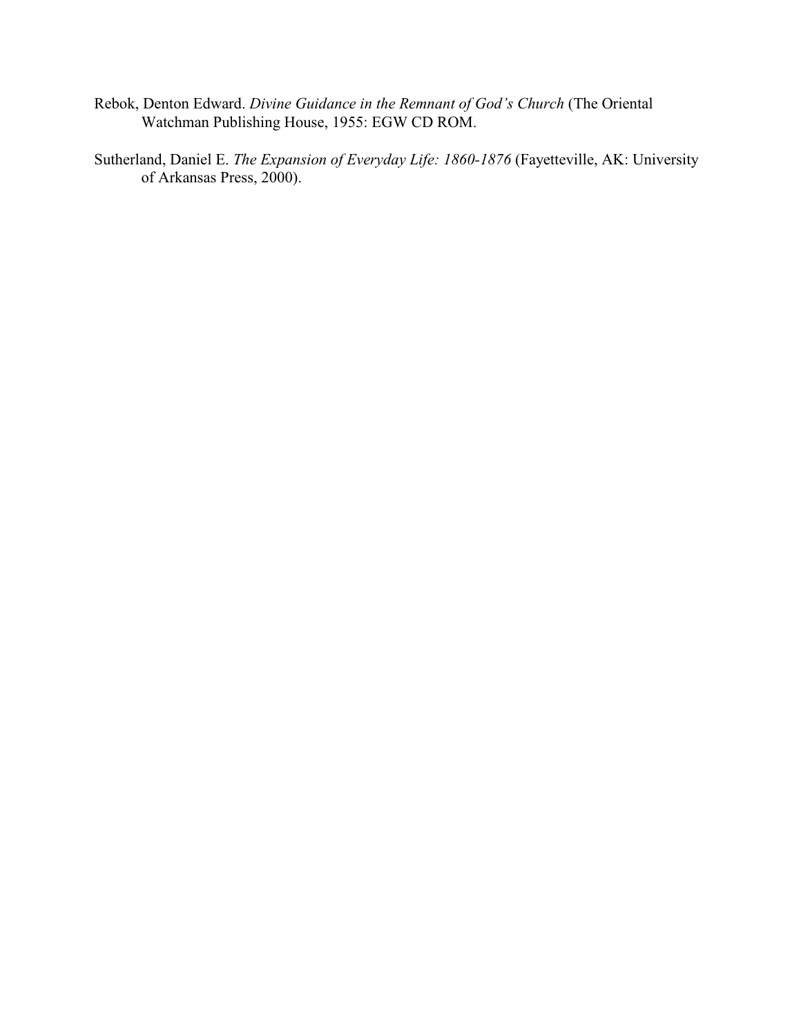Rebok, Denton Edward. *Divine Guidance in the Remnant of God's Church* (The Oriental Watchman Publishing House, 1955: EGW CD ROM.

Sutherland, Daniel E. *The Expansion of Everyday Life: 1860-1876* (Fayetteville, AK: University of Arkansas Press, 2000).